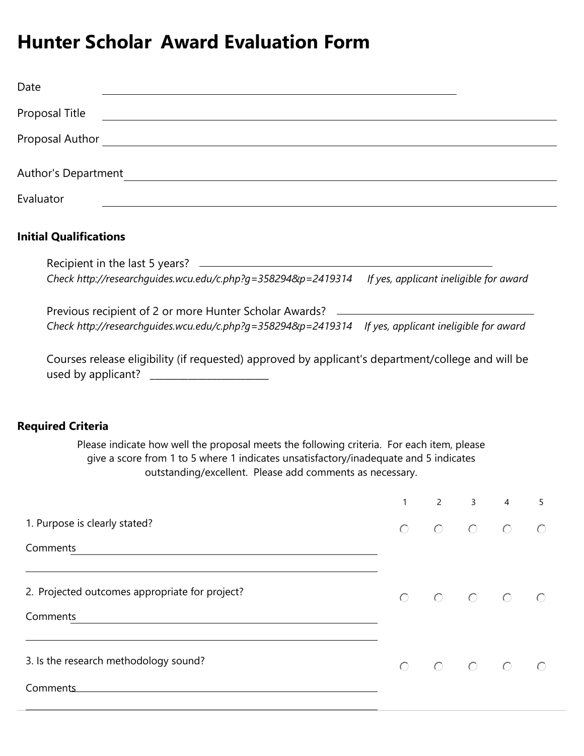# Hunter Scholar Award Evaluation Form

Date ______________________________

Proposal Title ______________________________

Proposal Author ______________________________

Author's Department ______________________________

Evaluator ______________________________

### Initial Qualifications

Recipient in the last 5 years? ______________________________

*Check http://researchguides.wcu.edu/c.php?g=358294&p=2419314 If yes, applicant ineligible for award*

Previous recipient of 2 or more Hunter Scholar Awards? ______________________________

*Check http://researchguides.wcu.edu/c.php?g=358294&p=2419314 If yes, applicant ineligible for award*

Courses release eligibility (if requested) approved by applicant's department/college and will be used by applicant? ________________________

### Required Criteria

Please indicate how well the proposal meets the following criteria. For each item, please give a score from 1 to 5 where 1 indicates unsatisfactory/inadequate and 5 indicates outstanding/excellent. Please add comments as necessary.

| | 1 | 2 | 3 | 4 | 5 |
|---|---|---|---|---|---|
| 1. Purpose is clearly stated? | ○ | ○ | ○ | ○ | ○ |
| 2. Projected outcomes appropriate for project? | ○ | ○ | ○ | ○ | ○ |
| 3. Is the research methodology sound? | ○ | ○ | ○ | ○ | ○ |

1. Purpose is clearly stated?

Comments ______________________________

2. Projected outcomes appropriate for project?

Comments ______________________________

3. Is the research methodology sound?

Comments ______________________________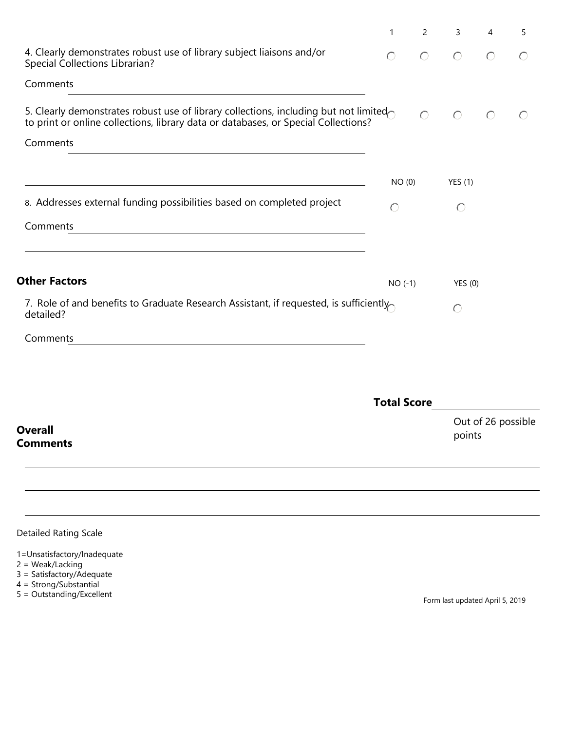| | 1 | 2 | 3 | 4 | 5 |
|---|---|---|---|---|---|
| 4. Clearly demonstrates robust use of library subject liaisons and/or Special Collections Librarian? | ○ | ○ | ○ | ○ | ○ |

Comments \_\_\_\_\_\_\_\_\_\_\_\_\_\_\_\_\_\_\_\_\_\_\_\_\_\_\_\_\_\_\_\_\_\_\_\_\_\_\_\_

| | 1 | 2 | 3 | 4 | 5 |
|---|---|---|---|---|---|
| 5. Clearly demonstrates robust use of library collections, including but not limited to print or online collections, library data or databases, or Special Collections? | ○ | ○ | ○ | ○ | ○ |

Comments \_\_\_\_\_\_\_\_\_\_\_\_\_\_\_\_\_\_\_\_\_\_\_\_\_\_\_\_\_\_\_\_\_\_\_\_\_\_\_\_

\_\_\_\_\_\_\_\_\_\_\_\_\_\_\_\_\_\_\_\_\_\_\_\_\_\_\_\_\_\_\_\_\_\_\_\_\_\_\_\_\_\_\_\_\_\_\_\_

| | NO (0) | YES (1) |
|---|---|---|
| 8. Addresses external funding possibilities based on completed project | ○ | ○ |

Comments \_\_\_\_\_\_\_\_\_\_\_\_\_\_\_\_\_\_\_\_\_\_\_\_\_\_\_\_\_\_\_\_\_\_\_\_\_\_\_\_

\_\_\_\_\_\_\_\_\_\_\_\_\_\_\_\_\_\_\_\_\_\_\_\_\_\_\_\_\_\_\_\_\_\_\_\_\_\_\_\_\_\_\_\_\_\_\_\_

## Other Factors

| | NO (-1) | YES (0) |
|---|---|---|
| 7. Role of and benefits to Graduate Research Assistant, if requested, is sufficiently detailed? | ○ | ○ |

Comments \_\_\_\_\_\_\_\_\_\_\_\_\_\_\_\_\_\_\_\_\_\_\_\_\_\_\_\_\_\_\_\_\_\_\_\_\_\_\_\_

**Total Score** \_\_\_\_\_\_\_\_\_\_\_\_\_\_\_\_

Out of 26 possible points

## Overall Comments

\_\_\_\_\_\_\_\_\_\_\_\_\_\_\_\_\_\_\_\_\_\_\_\_\_\_\_\_\_\_\_\_\_\_\_\_\_\_\_\_\_\_\_\_\_\_\_\_

\_\_\_\_\_\_\_\_\_\_\_\_\_\_\_\_\_\_\_\_\_\_\_\_\_\_\_\_\_\_\_\_\_\_\_\_\_\_\_\_\_\_\_\_\_\_\_\_

\_\_\_\_\_\_\_\_\_\_\_\_\_\_\_\_\_\_\_\_\_\_\_\_\_\_\_\_\_\_\_\_\_\_\_\_\_\_\_\_\_\_\_\_\_\_\_\_

Detailed Rating Scale

1=Unsatisfactory/Inadequate
2 = Weak/Lacking
3 = Satisfactory/Adequate
4 = Strong/Substantial
5 = Outstanding/Excellent

Form last updated April 5, 2019